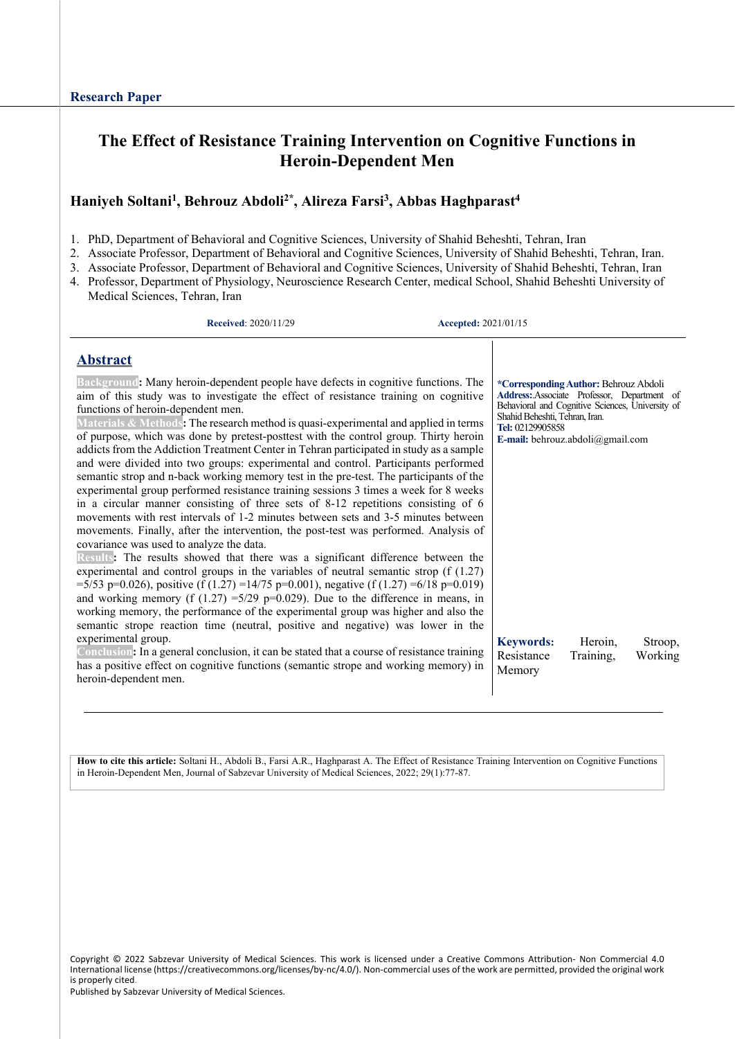Research Paper

# The Effect of Resistance Training Intervention on Cognitive Functions in Heroin-Dependent Men

**Haniyeh Soltani[1], Behrouz Abdoli[2*], Alireza Farsi[3], Abbas Haghparast[4]**

1. PhD, Department of Behavioral and Cognitive Sciences, University of Shahid Beheshti, Tehran, Iran
2. Associate Professor, Department of Behavioral and Cognitive Sciences, University of Shahid Beheshti, Tehran, Iran.
3. Associate Professor, Department of Behavioral and Cognitive Sciences, University of Shahid Beheshti, Tehran, Iran
4. Professor, Department of Physiology, Neuroscience Research Center, medical School, Shahid Beheshti University of Medical Sciences, Tehran, Iran

**Received**: 2020/11/29 **Accepted:** 2021/01/15

## Abstract

**Background:** Many heroin-dependent people have defects in cognitive functions. The aim of this study was to investigate the effect of resistance training on cognitive functions of heroin-dependent men.

**Materials & Methods:** The research method is quasi-experimental and applied in terms of purpose, which was done by pretest-posttest with the control group. Thirty heroin addicts from the Addiction Treatment Center in Tehran participated in study as a sample and were divided into two groups: experimental and control. Participants performed semantic strop and n-back working memory test in the pre-test. The participants of the experimental group performed resistance training sessions 3 times a week for 8 weeks in a circular manner consisting of three sets of 8-12 repetitions consisting of 6 movements with rest intervals of 1-2 minutes between sets and 3-5 minutes between movements. Finally, after the intervention, the post-test was performed. Analysis of covariance was used to analyze the data.

**Results:** The results showed that there was a significant difference between the experimental and control groups in the variables of neutral semantic strop (f (1.27) =5/53 p=0.026), positive (f (1.27) =14/75 p=0.001), negative (f (1.27) =6/18 p=0.019) and working memory (f (1.27) =5/29 p=0.029). Due to the difference in means, in working memory, the performance of the experimental group was higher and also the semantic strope reaction time (neutral, positive and negative) was lower in the experimental group.

**Conclusion:** In a general conclusion, it can be stated that a course of resistance training has a positive effect on cognitive functions (semantic strope and working memory) in heroin-dependent men.

**Keywords:** Heroin, Stroop, Resistance Training, Working Memory

**\*Corresponding Author:** Behrouz Abdoli
**Address:** Associate Professor, Department of Behavioral and Cognitive Sciences, University of Shahid Beheshti, Tehran, Iran.
**Tel:** 02129905858
**E-mail:** behrouz.abdoli@gmail.com

**How to cite this article:** Soltani H., Abdoli B., Farsi A.R., Haghparast A. The Effect of Resistance Training Intervention on Cognitive Functions in Heroin-Dependent Men, Journal of Sabzevar University of Medical Sciences, 2022; 29(1):77-87.

Copyright © 2022 Sabzevar University of Medical Sciences. This work is licensed under a Creative Commons Attribution- Non Commercial 4.0 International license (https://creativecommons.org/licenses/by-nc/4.0/). Non-commercial uses of the work are permitted, provided the original work is properly cited.
Published by Sabzevar University of Medical Sciences.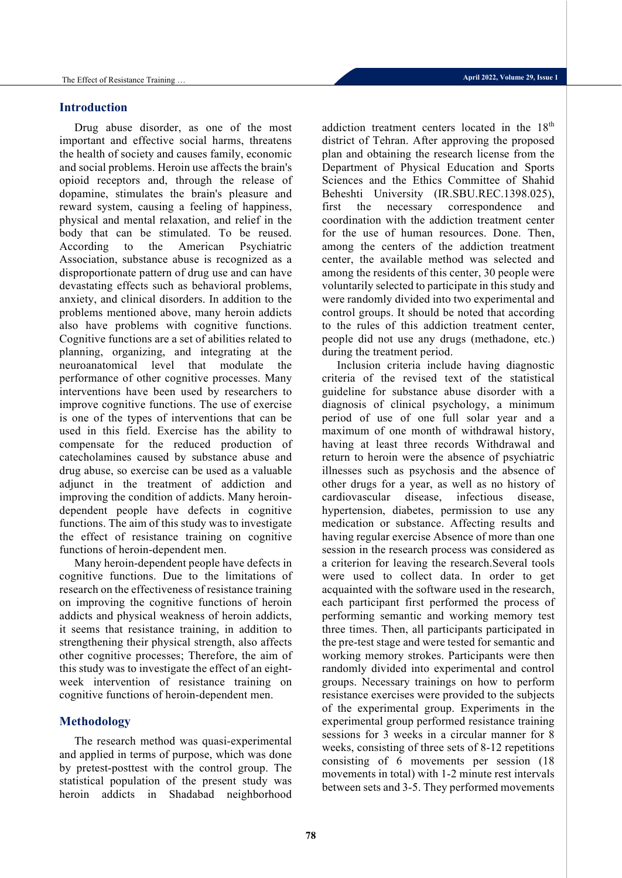## Introduction

Drug abuse disorder, as one of the most important and effective social harms, threatens the health of society and causes family, economic and social problems. Heroin use affects the brain's opioid receptors and, through the release of dopamine, stimulates the brain's pleasure and reward system, causing a feeling of happiness, physical and mental relaxation, and relief in the body that can be stimulated. To be reused. According to the American Psychiatric Association, substance abuse is recognized as a disproportionate pattern of drug use and can have devastating effects such as behavioral problems, anxiety, and clinical disorders. In addition to the problems mentioned above, many heroin addicts also have problems with cognitive functions. Cognitive functions are a set of abilities related to planning, organizing, and integrating at the neuroanatomical level that modulate the performance of other cognitive processes. Many interventions have been used by researchers to improve cognitive functions. The use of exercise is one of the types of interventions that can be used in this field. Exercise has the ability to compensate for the reduced production of catecholamines caused by substance abuse and drug abuse, so exercise can be used as a valuable adjunct in the treatment of addiction and improving the condition of addicts. Many heroin-dependent people have defects in cognitive functions. The aim of this study was to investigate the effect of resistance training on cognitive functions of heroin-dependent men.

Many heroin-dependent people have defects in cognitive functions. Due to the limitations of research on the effectiveness of resistance training on improving the cognitive functions of heroin addicts and physical weakness of heroin addicts, it seems that resistance training, in addition to strengthening their physical strength, also affects other cognitive processes; Therefore, the aim of this study was to investigate the effect of an eight-week intervention of resistance training on cognitive functions of heroin-dependent men.

## Methodology

The research method was quasi-experimental and applied in terms of purpose, which was done by pretest-posttest with the control group. The statistical population of the present study was heroin addicts in Shadabad neighborhood addiction treatment centers located in the 18th district of Tehran. After approving the proposed plan and obtaining the research license from the Department of Physical Education and Sports Sciences and the Ethics Committee of Shahid Beheshti University (IR.SBU.REC.1398.025), first the necessary correspondence and coordination with the addiction treatment center for the use of human resources. Done. Then, among the centers of the addiction treatment center, the available method was selected and among the residents of this center, 30 people were voluntarily selected to participate in this study and were randomly divided into two experimental and control groups. It should be noted that according to the rules of this addiction treatment center, people did not use any drugs (methadone, etc.) during the treatment period.

Inclusion criteria include having diagnostic criteria of the revised text of the statistical guideline for substance abuse disorder with a diagnosis of clinical psychology, a minimum period of use of one full solar year and a maximum of one month of withdrawal history, having at least three records Withdrawal and return to heroin were the absence of psychiatric illnesses such as psychosis and the absence of other drugs for a year, as well as no history of cardiovascular disease, infectious disease, hypertension, diabetes, permission to use any medication or substance. Affecting results and having regular exercise Absence of more than one session in the research process was considered as a criterion for leaving the research.Several tools were used to collect data. In order to get acquainted with the software used in the research, each participant first performed the process of performing semantic and working memory test three times. Then, all participants participated in the pre-test stage and were tested for semantic and working memory strokes. Participants were then randomly divided into experimental and control groups. Necessary trainings on how to perform resistance exercises were provided to the subjects of the experimental group. Experiments in the experimental group performed resistance training sessions for 3 weeks in a circular manner for 8 weeks, consisting of three sets of 8-12 repetitions consisting of 6 movements per session (18 movements in total) with 1-2 minute rest intervals between sets and 3-5. They performed movements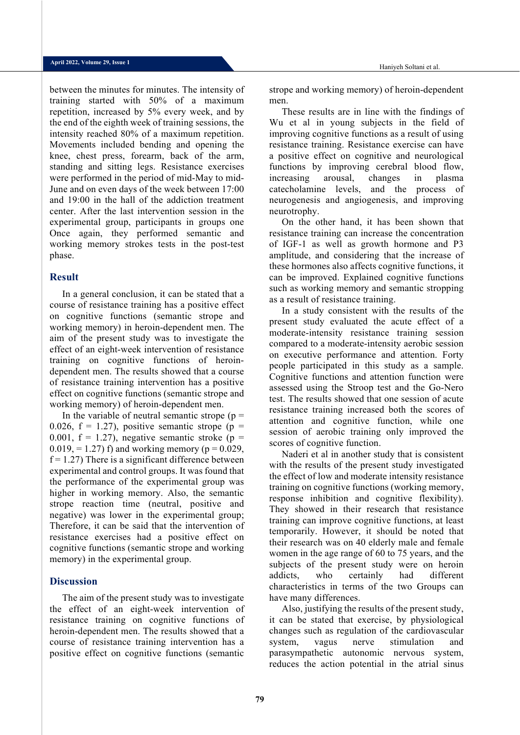between the minutes for minutes. The intensity of training started with 50% of a maximum repetition, increased by 5% every week, and by the end of the eighth week of training sessions, the intensity reached 80% of a maximum repetition. Movements included bending and opening the knee, chest press, forearm, back of the arm, standing and sitting legs. Resistance exercises were performed in the period of mid-May to mid-June and on even days of the week between 17:00 and 19:00 in the hall of the addiction treatment center. After the last intervention session in the experimental group, participants in groups one Once again, they performed semantic and working memory strokes tests in the post-test phase.

## Result

In a general conclusion, it can be stated that a course of resistance training has a positive effect on cognitive functions (semantic strope and working memory) in heroin-dependent men. The aim of the present study was to investigate the effect of an eight-week intervention of resistance training on cognitive functions of heroin-dependent men. The results showed that a course of resistance training intervention has a positive effect on cognitive functions (semantic strope and working memory) of heroin-dependent men.

In the variable of neutral semantic strope ($p = 0.026$, $f = 1.27$), positive semantic strope ($p = 0.001$, $f = 1.27$), negative semantic stroke ($p = 0.019$, $= 1.27$) f) and working memory ($p = 0.029$, $f = 1.27$) There is a significant difference between experimental and control groups. It was found that the performance of the experimental group was higher in working memory. Also, the semantic strope reaction time (neutral, positive and negative) was lower in the experimental group; Therefore, it can be said that the intervention of resistance exercises had a positive effect on cognitive functions (semantic strope and working memory) in the experimental group.

## Discussion

The aim of the present study was to investigate the effect of an eight-week intervention of resistance training on cognitive functions of heroin-dependent men. The results showed that a course of resistance training intervention has a positive effect on cognitive functions (semantic strope and working memory) of heroin-dependent men.

These results are in line with the findings of Wu et al in young subjects in the field of improving cognitive functions as a result of using resistance training. Resistance exercise can have a positive effect on cognitive and neurological functions by improving cerebral blood flow, increasing arousal, changes in plasma catecholamine levels, and the process of neurogenesis and angiogenesis, and improving neurotrophy.

On the other hand, it has been shown that resistance training can increase the concentration of IGF-1 as well as growth hormone and P3 amplitude, and considering that the increase of these hormones also affects cognitive functions, it can be improved. Explained cognitive functions such as working memory and semantic stropping as a result of resistance training.

In a study consistent with the results of the present study evaluated the acute effect of a moderate-intensity resistance training session compared to a moderate-intensity aerobic session on executive performance and attention. Forty people participated in this study as a sample. Cognitive functions and attention function were assessed using the Stroop test and the Go-Nero test. The results showed that one session of acute resistance training increased both the scores of attention and cognitive function, while one session of aerobic training only improved the scores of cognitive function.

Naderi et al in another study that is consistent with the results of the present study investigated the effect of low and moderate intensity resistance training on cognitive functions (working memory, response inhibition and cognitive flexibility). They showed in their research that resistance training can improve cognitive functions, at least temporarily. However, it should be noted that their research was on 40 elderly male and female women in the age range of 60 to 75 years, and the subjects of the present study were on heroin addicts, who certainly had different characteristics in terms of the two Groups can have many differences.

Also, justifying the results of the present study, it can be stated that exercise, by physiological changes such as regulation of the cardiovascular system, vagus nerve stimulation and parasympathetic autonomic nervous system, reduces the action potential in the atrial sinus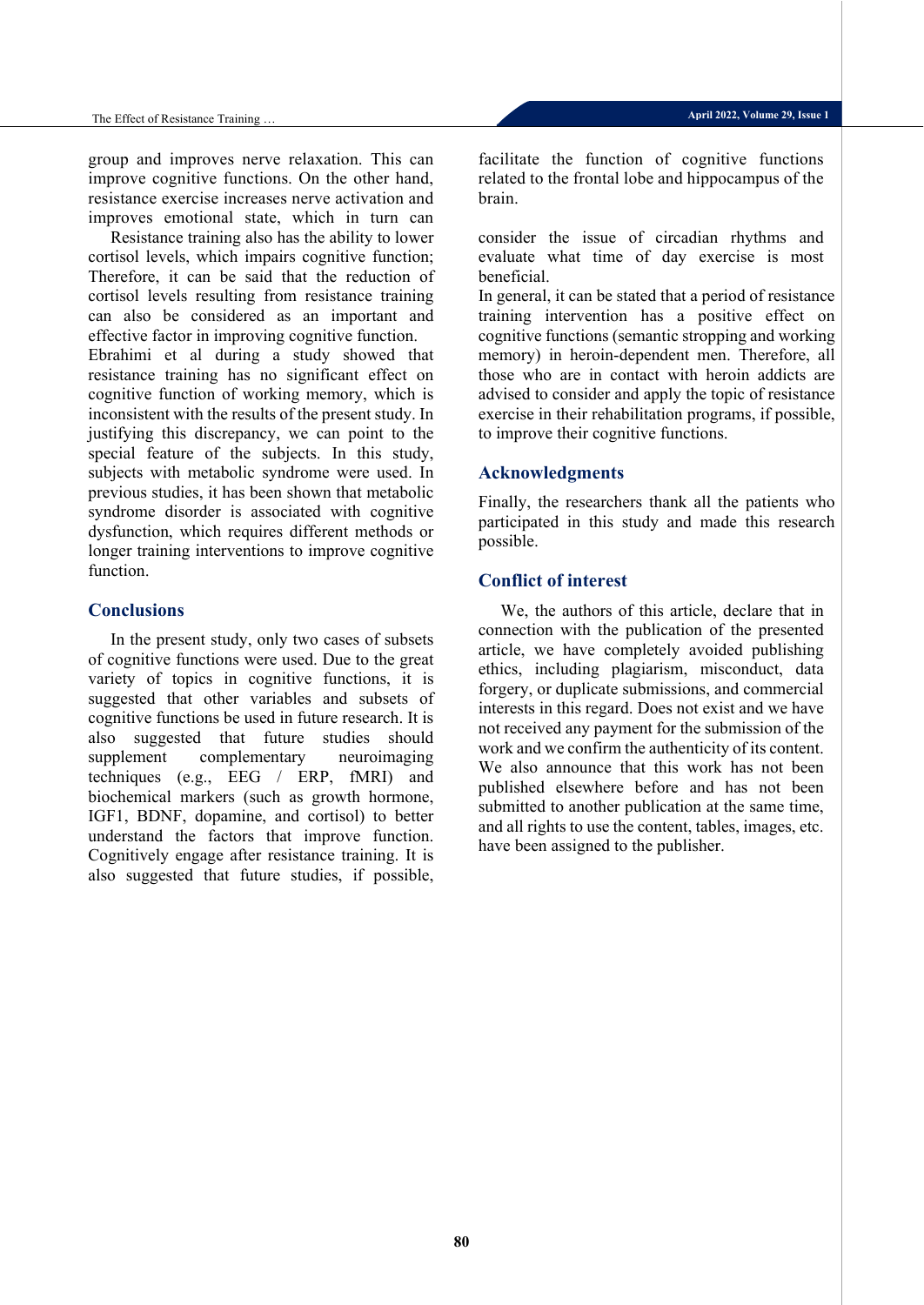group and improves nerve relaxation. This can improve cognitive functions. On the other hand, resistance exercise increases nerve activation and improves emotional state, which in turn can

Resistance training also has the ability to lower cortisol levels, which impairs cognitive function; Therefore, it can be said that the reduction of cortisol levels resulting from resistance training can also be considered as an important and effective factor in improving cognitive function.
Ebrahimi et al during a study showed that resistance training has no significant effect on cognitive function of working memory, which is inconsistent with the results of the present study. In justifying this discrepancy, we can point to the special feature of the subjects. In this study, subjects with metabolic syndrome were used. In previous studies, it has been shown that metabolic syndrome disorder is associated with cognitive dysfunction, which requires different methods or longer training interventions to improve cognitive function.

## Conclusions

In the present study, only two cases of subsets of cognitive functions were used. Due to the great variety of topics in cognitive functions, it is suggested that other variables and subsets of cognitive functions be used in future research. It is also suggested that future studies should supplement complementary neuroimaging techniques (e.g., EEG / ERP, fMRI) and biochemical markers (such as growth hormone, IGF1, BDNF, dopamine, and cortisol) to better understand the factors that improve function. Cognitively engage after resistance training. It is also suggested that future studies, if possible, facilitate the function of cognitive functions related to the frontal lobe and hippocampus of the brain.

consider the issue of circadian rhythms and evaluate what time of day exercise is most beneficial.
In general, it can be stated that a period of resistance training intervention has a positive effect on cognitive functions (semantic stropping and working memory) in heroin-dependent men. Therefore, all those who are in contact with heroin addicts are advised to consider and apply the topic of resistance exercise in their rehabilitation programs, if possible, to improve their cognitive functions.

## Acknowledgments

Finally, the researchers thank all the patients who participated in this study and made this research possible.

## Conflict of interest

We, the authors of this article, declare that in connection with the publication of the presented article, we have completely avoided publishing ethics, including plagiarism, misconduct, data forgery, or duplicate submissions, and commercial interests in this regard. Does not exist and we have not received any payment for the submission of the work and we confirm the authenticity of its content. We also announce that this work has not been published elsewhere before and has not been submitted to another publication at the same time, and all rights to use the content, tables, images, etc. have been assigned to the publisher.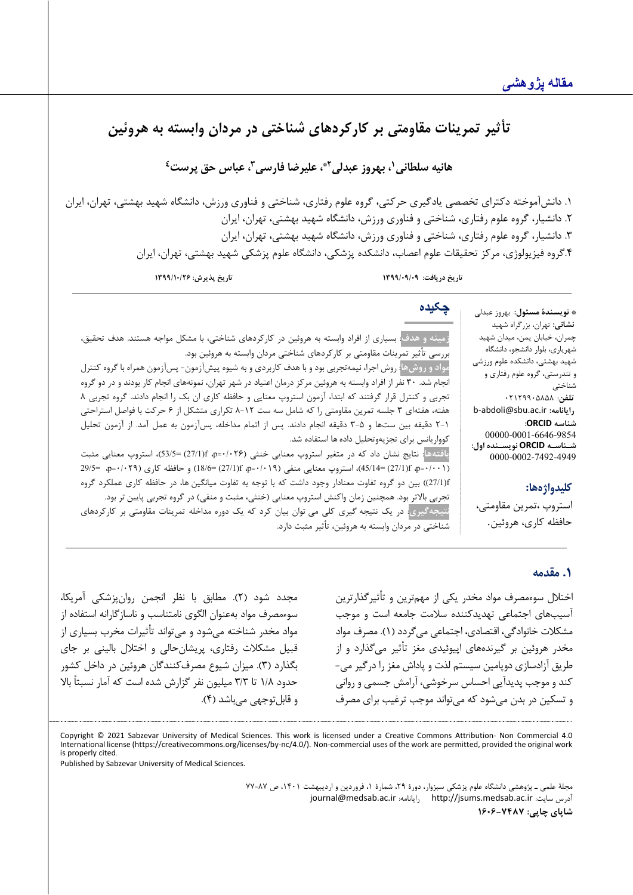**مقاله پژوهشی**

# تأثیر تمرینات مقاومتی بر کارکردهای شناختی در مردان وابسته به هروئین

**هانیه سلطانی[1]، بهروز عبدلی[2]*، علیرضا فارسی[3]، عباس حق پرست[4]**

۱. دانش‌آموخته دکترای تخصصی یادگیری حرکتی، گروه علوم رفتاری، شناختی و فناوری ورزش، دانشگاه شهید بهشتی، تهران، ایران
۲. دانشیار، گروه علوم رفتاری، شناختی و فناوری ورزش، دانشگاه شهید بهشتی، تهران، ایران
۳. دانشیار، گروه علوم رفتاری، شناختی و فناوری ورزش، دانشگاه شهید بهشتی، تهران، ایران
۴.گروه فیزیولوژی، مرکز تحقیقات علوم اعصاب، دانشکده پزشکی، دانشگاه علوم پزشکی شهید بهشتی، تهران، ایران

**تاریخ دریافت:** ۱۳۹۹/۰۹/۰۹ **تاریخ پذیرش:** ۱۳۹۹/۱۰/۲۶

* **نویسندهٔ مسئول:** بهروز عبدلی
**نشانی:** تهران، بزرگراه شهید چمران، خیابان یمن، میدان شهید شهریاری، بلوار دانشجو، دانشگاه شهید بهشتی، دانشکده علوم ورزشی و تندرستی، گروه علوم رفتاری و شناختی
**تلفن:** ۰۲۱۲۹۹۰۵۸۵۸
**رایانامه:** b-abdoli@sbu.ac.ir
**شناسه ORCID:** 00000-0001-6646-9854
**شناسه ORCID نویسنده اول:** 0000-0002-7492-4949

## چکیده

**زمینه و هدف:** بسیاری از افراد وابسته به هروئین در کارکردهای شناختی، با مشکل مواجه هستند. هدف تحقیق، بررسی تأثیر تمرینات مقاومتی بر کارکردهای شناختی مردان وابسته به هروئین بود.

**مواد و روش‌ها:** روش اجرا، نیمه‌تجربی بود و با هدف کاربردی و به شیوه پیش‌آزمون- پس‌آزمون همراه با گروه کنترل انجام شد. ۳۰ نفر از افراد وابسته به هروئین مرکز درمان اعتیاد در شهر تهران، نمونه‌های انجام کار بودند و در دو گروه تجربی و کنترل قرار گرفتند که ابتدا، آزمون استروپ معنایی و حافظه کاری ان بک را انجام دادند. گروه تجربی ۸ هفته، هفته‌ای ۳ جلسه تمرین مقاومتی را که شامل سه ست ۱۲-۸ تکراری متشکل از ۶ حرکت با فواصل استراحتی ۲-۱ دقیقه بین ست‌ها و ۵-۳ دقیقه انجام دادند. پس از اتمام مداخله، پس‌آزمون به عمل آمد. از آزمون تحلیل کوواریانس برای تجزیه‌وتحلیل داده ها استفاده شد.

**یافته‌ها:** نتایج نشان داد که در متغیر استروپ معنایی خنثی ($p=0.026$، $f(27/1)=53/5$)، استروپ معنایی مثبت ($p=0.001$، $f(27/1)=45/14$)، استروپ معنایی منفی ($p=0.019$، $f(27/1)=18/6$) و حافظه کاری ($p=0.029$، $f(27/1)=29/5$) بین دو گروه تفاوت معنادار وجود داشت که با توجه به تفاوت میانگین ها، در حافظه کاری عملکرد گروه تجربی بالاتر بود. همچنین زمان واکنش استروپ معنایی (خنثی، مثبت و منفی) در گروه تجربی پایین تر بود.

**نتیجه‌گیری:** در یک نتیجه گیری کلی می توان بیان کرد که یک دوره مداخله تمرینات مقاومتی بر کارکردهای شناختی در مردان وابسته به هروئین، تأثیر مثبت دارد.

**کلیدواژه‌ها:** استروپ ،تمرین مقاومتی، حافظه کاری، هروئین.

## ۱. مقدمه

اختلال سوءمصرف مواد مخدر یکی از مهم‌ترین و تأثیرگذارترین آسیب‌های اجتماعی تهدیدکننده سلامت جامعه است و موجب مشکلات خانوادگی، اقتصادی، اجتماعی می‌گردد (۱). مصرف مواد مخدر هروئین بر گیرنده‌های اپیوئیدی مغز تأثیر می‌گذارد و از طریق آزادسازی دوپامین سیستم لذت و پاداش مغز را درگیر می‌کند و موجب پدیدآیی احساس سرخوشی، آرامش جسمی و روانی و تسکین در بدن می‌شود که می‌تواند موجب ترغیب برای مصرف مجدد شود (۲). مطابق با نظر انجمن روان‌پزشکی آمریکا، سوءمصرف مواد به‌عنوان الگوی نامتناسب و ناسازگارانه استفاده از مواد مخدر شناخته می‌شود و می‌تواند تأثیرات مخرب بسیاری از قبیل مشکلات رفتاری، پریشان‌حالی و اختلال بالینی بر جای بگذارد (۳). میزان شیوع مصرف‌کنندگان هروئین در داخل کشور حدود ۱/۸ تا ۳/۳ میلیون نفر گزارش شده است که آمار نسبتاً بالا و قابل‌توجهی می‌باشد (۴).

Copyright © 2021 Sabzevar University of Medical Sciences. This work is licensed under a Creative Commons Attribution- Non Commercial 4.0 International license (https://creativecommons.org/licenses/by-nc/4.0/). Non-commercial uses of the work are permitted, provided the original work is properly cited.
Published by Sabzevar University of Medical Sciences.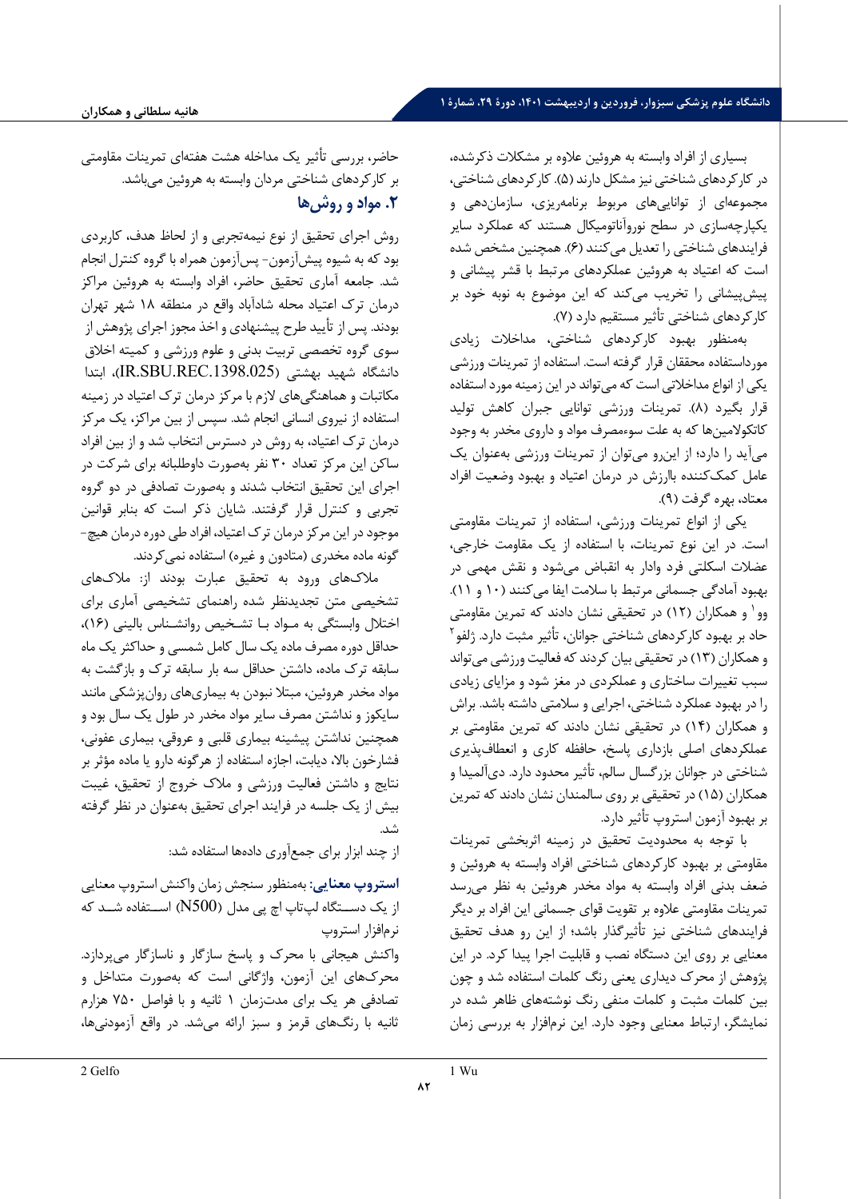بسیاری از افراد وابسته به هروئین علاوه بر مشکلات ذکرشده، در کارکردهای شناختی نیز مشکل دارند (۵). کارکردهای شناختی، مجموعه‌ای از توانایی‌های مربوط برنامه‌ریزی، سازمان‌دهی و یکپارچه‌سازی در سطح نوروآناتومیکال هستند که عملکرد سایر فرایندهای شناختی را تعدیل می‌کنند (۶). همچنین مشخص شده است که اعتیاد به هروئین عملکردهای مرتبط با قشر پیشانی و پیش‌پیشانی را تخریب می‌کند که این موضوع به نوبه خود بر کارکردهای شناختی تأثیر مستقیم دارد (۷).

به‌منظور بهبود کارکردهای شناختی، مداخلات زیادی مورداستفاده محققان قرار گرفته است. استفاده از تمرینات ورزشی یکی از انواع مداخلاتی است که می‌تواند در این زمینه مورد استفاده قرار بگیرد (۸). تمرینات ورزشی توانایی جبران کاهش تولید کاتکولامین‌ها که به علت سوءمصرف مواد و داروی مخدر به وجود می‌آید را دارد؛ از این‌رو می‌توان از تمرینات ورزشی به‌عنوان یک عامل کمک‌کننده باارزش در درمان اعتیاد و بهبود وضعیت افراد معتاد، بهره گرفت (۹).

یکی از انواع تمرینات ورزشی، استفاده از تمرینات مقاومتی است. در این نوع تمرینات، با استفاده از یک مقاومت خارجی، عضلات اسکلتی فرد وادار به انقباض می‌شود و نقش مهمی در بهبود آمادگی جسمانی مرتبط با سلامت ایفا می‌کنند (۱۰ و ۱۱). وو[1] و همکاران (۱۲) در تحقیقی نشان دادند که تمرین مقاومتی حاد بر بهبود کارکردهای شناختی جوانان، تأثیر مثبت دارد. ژلفو[2] و همکاران (۱۳) در تحقیقی بیان کردند که فعالیت ورزشی می‌تواند سبب تغییرات ساختاری و عملکردی در مغز شود و مزایای زیادی را در بهبود عملکرد شناختی، اجرایی و سلامتی داشته باشد. براش و همکاران (۱۴) در تحقیقی نشان دادند که تمرین مقاومتی بر عملکردهای اصلی بازداری پاسخ، حافظه کاری و انعطاف‌پذیری شناختی در جوانان بزرگسال سالم، تأثیر محدود دارد. دی‌آلمیدا و همکاران (۱۵) در تحقیقی بر روی سالمندان نشان دادند که تمرین بر بهبود آزمون استروپ تأثیر دارد.

با توجه به محدودیت تحقیق در زمینه اثربخشی تمرینات مقاومتی بر بهبود کارکردهای شناختی افراد وابسته به هروئین و ضعف بدنی افراد وابسته به مواد مخدر هروئین به نظر می‌رسد تمرینات مقاومتی علاوه بر تقویت قوای جسمانی این افراد بر دیگر فرایندهای شناختی نیز تأثیرگذار باشد؛ از این رو هدف تحقیق حاضر، بررسی تأثیر یک مداخله هشت هفته‌ای تمرینات مقاومتی بر کارکردهای شناختی مردان وابسته به هروئین می‌باشد.

## ۲. مواد و روش‌ها

روش اجرای تحقیق از نوع نیمه‌تجربی و از لحاظ هدف، کاربردی بود که به شیوه پیش‌آزمون- پس‌آزمون همراه با گروه کنترل انجام شد. جامعه آماری تحقیق حاضر، افراد وابسته به هروئین مراکز درمان ترک اعتیاد محله شادآباد واقع در منطقه ۱۸ شهر تهران بودند. پس از تأیید طرح پیشنهادی و اخذ مجوز اجرای پژوهش از سوی گروه تخصصی تربیت بدنی و علوم ورزشی و کمیته اخلاق دانشگاه شهید بهشتی (IR.SBU.REC.1398.025)، ابتدا مکاتبات و هماهنگی‌های لازم با مرکز درمان ترک اعتیاد در زمینه استفاده از نیروی انسانی انجام شد. سپس از بین مراکز، یک مرکز درمان ترک اعتیاد، به روش در دسترس انتخاب شد و از بین افراد ساکن این مرکز تعداد ۳۰ نفر به‌صورت داوطلبانه برای شرکت در اجرای این تحقیق انتخاب شدند و به‌صورت تصادفی در دو گروه تجربی و کنترل قرار گرفتند. شایان ذکر است که بنابر قوانین موجود در این مرکز درمان ترک اعتیاد، افراد طی دوره درمان هیچ-گونه ماده مخدری (متادون و غیره) استفاده نمی‌کردند.

ملاک‌های ورود به تحقیق عبارت بودند از: ملاک‌های تشخیصی متن تجدیدنظر شده راهنمای تشخیصی آماری برای اختلال وابستگی به مواد با تشخیص روانشناس بالینی (۱۶)، حداقل دوره مصرف ماده یک سال کامل شمسی و حداکثر یک ماه سابقه ترک ماده، داشتن حداقل سه بار سابقه ترک و بازگشت به مواد مخدر هروئین، مبتلا نبودن به بیماری‌های روان‌پزشکی مانند سایکوز و نداشتن مصرف سایر مواد مخدر در طول یک سال بود و همچنین نداشتن پیشینه بیماری قلبی و عروقی، بیماری عفونی، فشارخون بالا، دیابت، اجازه استفاده از هرگونه دارو یا ماده مؤثر بر نتایج و داشتن فعالیت ورزشی و ملاک خروج از تحقیق، غیبت بیش از یک جلسه در فرایند اجرای تحقیق به‌عنوان در نظر گرفته شد.

از چند ابزار برای جمع‌آوری داده‌ها استفاده شد:

**استروپ معنایی:** به‌منظور سنجش زمان واکنش استروپ معنایی از یک دستگاه لپ‌تاپ اچ پی مدل (N500) استفاده شد که نرم‌افزار استروپ معنایی بر روی این دستگاه نصب و قابلیت اجرا پیدا کرد. در این پژوهش از محرک دیداری یعنی رنگ کلمات استفاده شد و چون بین کلمات مثبت و کلمات منفی رنگ نوشته‌های ظاهر شده در نمایشگر، ارتباط معنایی وجود دارد. این نرم‌افزار به بررسی زمان واکنش هیجانی با محرک و پاسخ سازگار و ناسازگار می‌پردازد. محرک‌های این آزمون، واژگانی است که به‌صورت متداخل و تصادفی هر یک برای مدت‌زمان ۱ ثانیه و با فواصل ۷۵۰ هزارم ثانیه با رنگ‌های قرمز و سبز ارائه می‌شد. در واقع آزمودنی‌ها،

---

1 Wu

2 Gelfo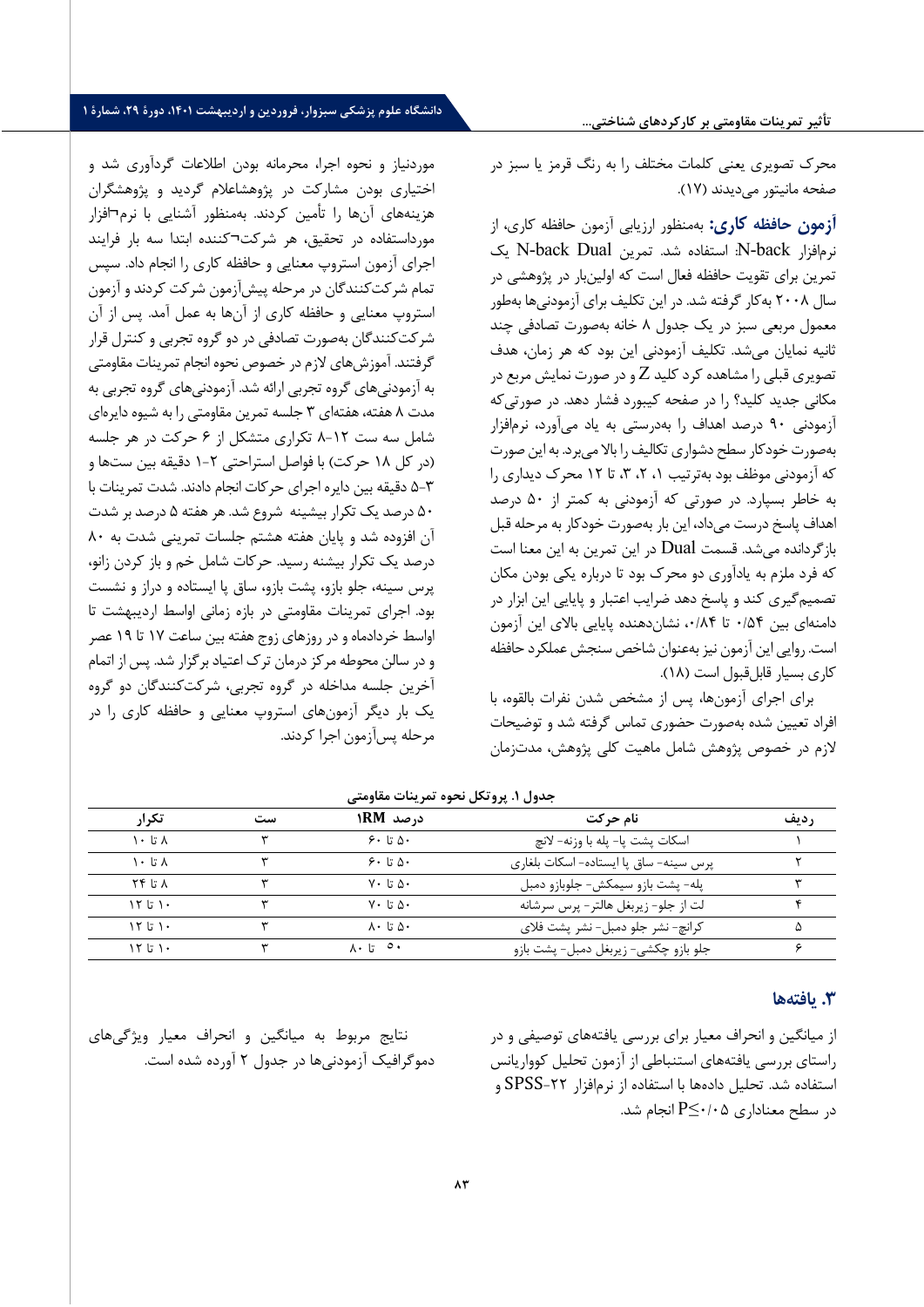محرک تصویری یعنی کلمات مختلف را به رنگ قرمز یا سبز در صفحه مانیتور می‌دیدند (۱۷).

**آزمون حافظه کاری:** به‌منظور ارزیابی آزمون حافظه کاری، از نرم‌افزار N-back: استفاده شد. تمرین N-back Dual یک تمرین برای تقویت حافظه فعال است که اولین‌بار در پژوهشی در سال ۲۰۰۸ به‌کار گرفته شد. در این تکلیف برای آزمودنی‌ها به‌طور معمول مربعی سبز در یک جدول ۸ خانه به‌صورت تصادفی چند ثانیه نمایان می‌شد. تکلیف آزمودنی این بود که هر زمان، هدف تصویری قبلی را مشاهده کرد کلید Z و در صورت نمایش مربع در مکانی جدید کلید؟ را در صفحه کیبورد فشار دهد. در صورتی‌که آزمودنی ۹۰ درصد اهداف را به‌درستی به یاد می‌آورد، نرم‌افزار به‌صورت خودکار سطح دشواری تکالیف را بالا می‌برد. به این صورت که آزمودنی موظف بود به‌ترتیب ۱، ۲، ۳، تا ۱۲ محرک دیداری را به خاطر بسپارد. در صورتی که آزمودنی به کمتر از ۵۰ درصد اهداف پاسخ درست می‌داد، این بار به‌صورت خودکار به مرحله قبل بازگردانده می‌شد. قسمت Dual در این تمرین به این معنا است که فرد ملزم به یادآوری دو محرک بود تا درباره یکی بودن مکان تصمیم‌گیری کند و پاسخ دهد ضرایب اعتبار و پایایی این ابزار در دامنه‌ای بین ۰/۵۴ تا ۰/۸۴، نشان‌دهنده پایایی بالای این آزمون است. روایی این آزمون نیز به‌عنوان شاخص سنجش عملکرد حافظه کاری بسیار قابل‌قبول است (۱۸).

برای اجرای آزمون‌ها، پس از مشخص شدن نفرات بالقوه، با افراد تعیین شده به‌صورت حضوری تماس گرفته شد و توضیحات لازم در خصوص پژوهش شامل ماهیت کلی پژوهش، مدت‌زمان موردنیاز و نحوه اجرا، محرمانه بودن اطلاعات گردآوری شد و اختیاری بودن مشارکت در پژوهش‌اعلام گردید و پژوهشگران هزینه‌های آن‌ها را تأمین کردند. به‌منظور آشنایی با نرم¬افزار مورداستفاده در تحقیق، هر شرکت¬کننده ابتدا سه بار فرایند اجرای آزمون استروپ معنایی و حافظه کاری را انجام داد. سپس تمام شرکت‌کنندگان در مرحله پیش‌آزمون شرکت کردند و آزمون استروپ معنایی و حافظه کاری از آن‌ها به عمل آمد. پس از آن شرکت‌کنندگان به‌صورت تصادفی در دو گروه تجربی و کنترل قرار گرفتند. آموزش‌های لازم در خصوص نحوه انجام تمرینات مقاومتی به آزمودنی‌های گروه تجربی ارائه شد. آزمودنی‌های گروه تجربی به مدت ۸ هفته، هفته‌ای ۳ جلسه تمرین مقاومتی را به شیوه دایره‌ای شامل سه ست ۱۲-۸ تکراری متشکل از ۶ حرکت در هر جلسه (در کل ۱۸ حرکت) با فواصل استراحتی ۲-۱ دقیقه بین ست‌ها و ۵-۳ دقیقه بین دایره اجرای حرکات انجام دادند. شدت تمرینات با ۵۰ درصد یک تکرار بیشینه شروع شد. هر هفته ۵ درصد بر شدت آن افزوده شد و پایان هفته هشتم جلسات تمرینی شدت به ۸۰ درصد یک تکرار بیشینه رسید. حرکات شامل خم و باز کردن زانو، پرس سینه، جلو بازو، پشت بازو، ساق پا ایستاده و دراز و نشست بود. اجرای تمرینات مقاومتی در بازه زمانی اواسط اردیبهشت تا اواسط خردادماه و در روزهای زوج هفته بین ساعت ۱۷ تا ۱۹ عصر و در سالن محوطه مرکز درمان ترک اعتیاد برگزار شد. پس از اتمام آخرین جلسه مداخله در گروه تجربی، شرکت‌کنندگان دو گروه یک بار دیگر آزمون‌های استروپ معنایی و حافظه کاری را در مرحله پس‌آزمون اجرا کردند.

**جدول ۱. پروتکل نحوه تمرینات مقاومتی**

| ردیف | نام حرکت | درصد 1RM | ست | تکرار |
|---|---|---|---|---|
| ۱ | اسکات پشت پا- پله با وزنه- لانچ | ۵۰ تا ۶۰ | ۳ | ۸ تا ۱۰ |
| ۲ | پرس سینه- ساق پا ایستاده- اسکات بلغاری | ۵۰ تا ۶۰ | ۳ | ۸ تا ۱۰ |
| ۳ | پله- پشت بازو سیمکش- جلوبازو دمبل | ۵۰ تا ۷۰ | ۳ | ۸ تا ۲۴ |
| ۴ | لت از جلو- زیربغل هالتر- پرس سرشانه | ۵۰ تا ۷۰ | ۳ | ۱۰ تا ۱۲ |
| ۵ | کرانچ- نشر جلو دمبل- نشر پشت فلای | ۵۰ تا ۸۰ | ۳ | ۱۰ تا ۱۲ |
| ۶ | جلو بازو چکشی- زیربغل دمبل- پشت بازو | ۵۰ تا ۸۰ | ۳ | ۱۰ تا ۱۲ |

## ۳. یافته‌ها

از میانگین و انحراف معیار برای بررسی یافته‌های توصیفی و در راستای بررسی یافته‌های استنباطی از آزمون تحلیل کوواریانس استفاده شد. تحلیل داده‌ها با استفاده از نرم‌افزار SPSS-22 و در سطح معناداری $P\leq۰/۰۵$ انجام شد.

نتایج مربوط به میانگین و انحراف معیار ویژگی‌های دموگرافیک آزمودنی‌ها در جدول ۲ آورده شده است.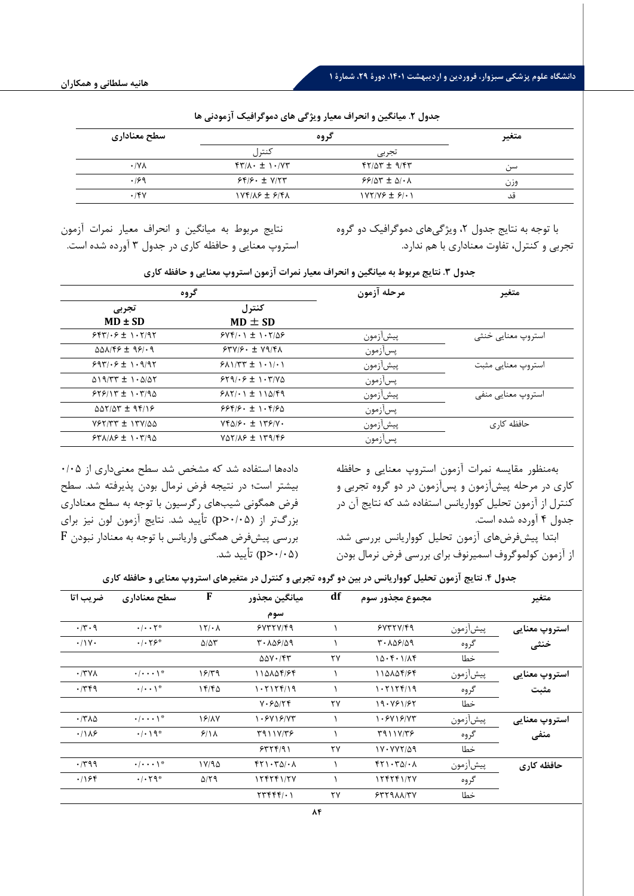**جدول ۲. میانگین و انحراف معیار ویژگی های دموگرافیک آزمودنی ها**

| متغیر | گروه | | سطح معناداری |
|---|---|---|---|
| | تجربی | کنترل | |
| سن | ۴۲/۵۳ ± ۹/۴۳ | ۴۳/۸۰ ± ۱۰/۷۳ | ۰/۷۸ |
| وزن | ۶۶/۵۳ ± ۵/۰۸ | ۶۴/۶۰ ± ۷/۲۳ | ۰/۶۹ |
| قد | ۱۷۲/۷۶ ± ۶/۰۱ | ۱۷۴/۸۶ ± ۶/۴۸ | ۰/۴۷ |

با توجه به نتایج جدول ۲، ویژگی‌های دموگرافیک دو گروه تجربی و کنترل، تفاوت معناداری با هم ندارد.

نتایج مربوط به میانگین و انحراف معیار نمرات آزمون استروپ معنایی و حافظه کاری در جدول ۳ آورده شده است.

**جدول ۳. نتایج مربوط به میانگین و انحراف معیار نمرات آزمون استروپ معنایی و حافظه کاری**

| متغیر | مرحله آزمون | گروه | |
|---|---|---|---|
| | | کنترل MD ± SD | تجربی MD ± SD |
| استروپ معنایی خنثی | پیش‌آزمون | ۶۷۴/۰۱ ± ۱۰۲/۵۶ | ۶۴۳/۰۶ ± ۱۰۲/۹۲ |
| | پس‌آزمون | ۶۳۷/۶۰ ± ۷۹/۴۸ | ۵۵۸/۴۶ ± ۹۶/۰۹ |
| استروپ معنایی مثبت | پیش‌آزمون | ۶۸۱/۳۳ ± ۱۰۱/۰۱ | ۶۹۳/۰۶ ± ۱۰۹/۹۲ |
| | پس‌آزمون | ۶۲۹/۰۶ ± ۱۰۳/۷۵ | ۵۱۹/۳۳ ± ۱۰۵/۵۲ |
| استروپ معنایی منفی | پیش‌آزمون | ۶۸۲/۰۱ ± ۱۱۵/۴۹ | ۶۲۶/۱۳ ± ۱۰۳/۹۵ |
| | پس‌آزمون | ۶۶۴/۶۰ ± ۱۰۴/۶۵ | ۵۵۲/۵۳ ± ۹۴/۱۶ |
| حافظه کاری | پیش‌آزمون | ۷۴۵/۶۰ ± ۱۳۶/۷۰ | ۷۶۲/۳۳ ± ۱۳۷/۵۵ |
| | پس‌آزمون | ۷۵۲/۸۶ ± ۱۳۹/۴۶ | ۶۳۸/۸۶ ± ۱۰۳/۹۵ |

به‌منظور مقایسه نمرات آزمون استروپ معنایی و حافظه کاری در مرحله پیش‌آزمون و پس‌آزمون در دو گروه تجربی و کنترل از آزمون تحلیل کوواریانس استفاده شد که نتایج آن در جدول ۴ آورده شده است.

ابتدا پیش‌فرض‌های آزمون تحلیل کوواریانس بررسی شد. از آزمون کولموگروف اسمیرنوف برای بررسی فرض نرمال بودن داده‌ها استفاده شد که مشخص شد سطح معنی‌داری از ۰/۰۵ بیشتر است؛ در نتیجه فرض نرمال بودن پذیرفته شد. سطح فرض همگونی شیب‌های رگرسیون با توجه به سطح معناداری بزرگ‌تر از ($p>0/05$) تأیید شد. نتایج آزمون لون نیز برای بررسی پیش‌فرض همگنی واریانس با توجه به معنادار نبودن F ($p>0/05$) تأیید شد.

**جدول ۴. نتایج آزمون تحلیل کوواریانس در بین دو گروه تجربی و کنترل در متغیرهای استروپ معنایی و حافظه کاری**

| متغیر | | مجموع مجذور سوم | df | میانگین مجذور سوم | F | سطح معناداری | ضریب اتا |
|---|---|---|---|---|---|---|---|
| **استروپ معنایی خنثی** | پیش‌آزمون | ۶۷۳۳۷/۴۹ | ۱ | ۶۷۳۳۷/۴۹ | ۱۲/۰۸ | \*۰/۰۰۲ | ۰/۳۰۹ |
| | گروه | ۳۰۸۵۶/۵۹ | ۱ | ۳۰۸۵۶/۵۹ | ۵/۵۳ | \*۰/۰۲۶ | ۰/۱۷۰ |
| | خطا | ۱۵۰۴۰۱/۸۴ | ۲۷ | ۵۵۷۰/۴۳ | | | |
| **استروپ معنایی مثبت** | پیش‌آزمون | ۱۱۵۸۵۴/۶۴ | ۱ | ۱۱۵۸۵۴/۶۴ | ۱۶/۳۹ | \*۰/۰۰۰۱ | ۰/۳۷۸ |
| | گروه | ۱۰۲۱۲۴/۱۹ | ۱ | ۱۰۲۱۲۴/۱۹ | ۱۴/۴۵ | \*۰/۰۰۱ | ۰/۳۴۹ |
| | خطا | ۱۹۰۷۶۱/۶۲ | ۲۷ | ۷۰۶۵/۲۴ | | | |
| **استروپ معنایی منفی** | پیش‌آزمون | ۱۰۶۷۱۶/۷۳ | ۱ | ۱۰۶۷۱۶/۷۳ | ۱۶/۸۷ | \*۰/۰۰۰۱ | ۰/۳۸۵ |
| | گروه | ۳۹۱۱۷/۳۶ | ۱ | ۳۹۱۱۷/۳۶ | ۶/۱۸ | \*۰/۰۱۹ | ۰/۱۸۶ |
| | خطا | ۱۷۰۷۷۲/۵۹ | ۲۷ | ۶۳۲۴/۹۱ | | | |
| **حافظه کاری** | پیش‌آزمون | ۴۲۱۰۳۵/۰۸ | ۱ | ۴۲۱۰۳۵/۰۸ | ۱۷/۹۵ | \*۰/۰۰۰۱ | ۰/۳۹۹ |
| | گروه | ۱۲۴۲۴۱/۲۷ | ۱ | ۱۲۴۲۴۱/۲۷ | ۵/۲۹ | \*۰/۰۲۹ | ۰/۱۶۴ |
| | خطا | ۶۳۲۹۸۸/۳۷ | ۲۷ | ۲۳۴۴۴/۰۱ | | | |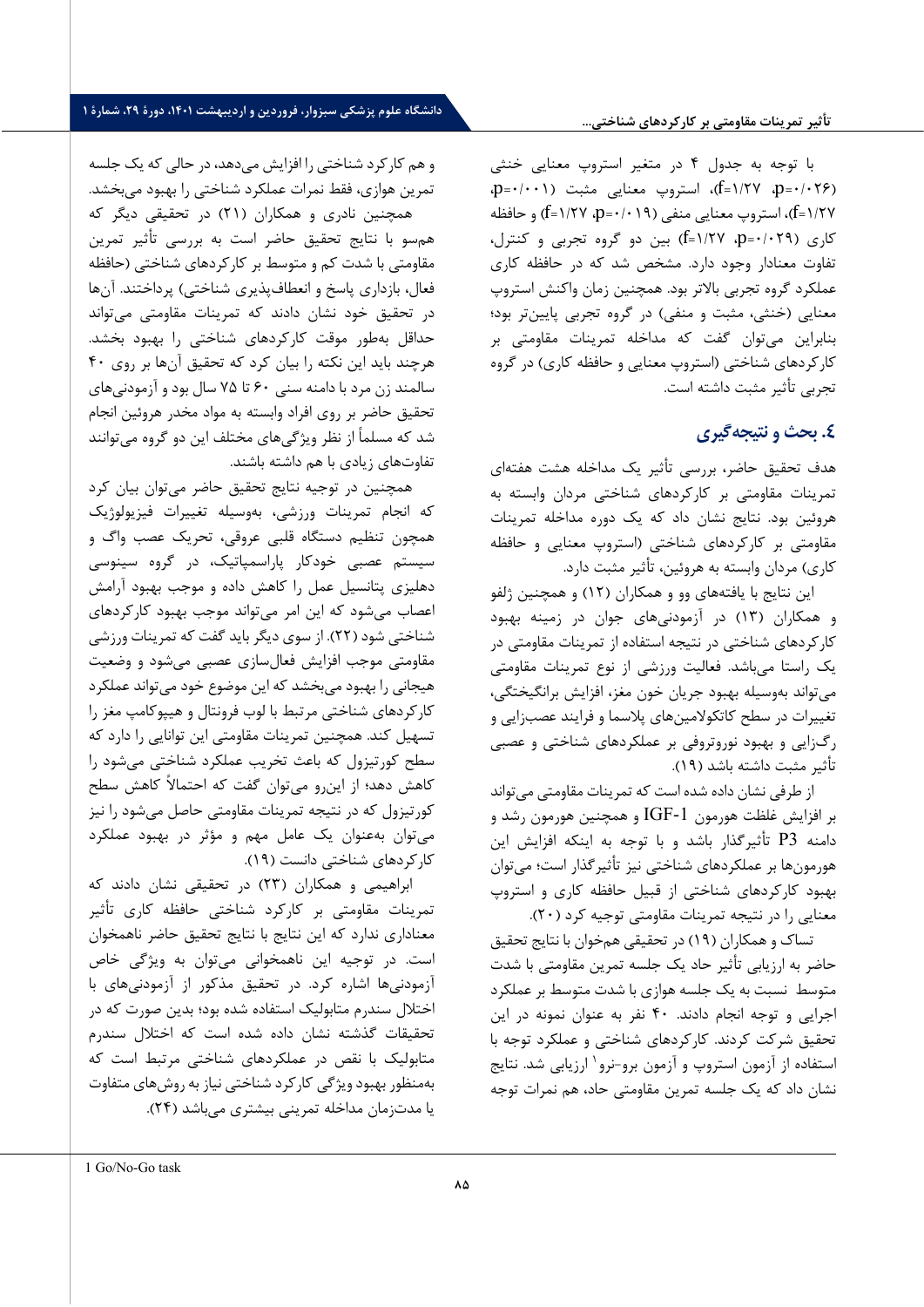با توجه به جدول ۴ در متغیر استروپ معنایی خنثی (f=۱/۲۷ ،p=۰/۰۲۶)، استروپ معنایی مثبت (p=۰/۰۰۱، f=۱/۲۷)، استروپ معنایی منفی (f=۱/۲۷ ،p=۰/۰۱۹) و حافظه کاری (f=۱/۲۷ ،p=۰/۰۲۹) بین دو گروه تجربی و کنترل، تفاوت معنادار وجود دارد. مشخص شد که در حافظه کاری عملکرد گروه تجربی بالاتر بود. همچنین زمان واکنش استروپ معنایی (خنثی، مثبت و منفی) در گروه تجربی پایین‌تر بود؛ بنابراین می‌توان گفت که مداخله تمرینات مقاومتی بر کارکردهای شناختی (استروپ معنایی و حافظه کاری) در گروه تجربی تأثیر مثبت داشته است.

## ٤. بحث و نتیجه‌گیری

هدف تحقیق حاضر، بررسی تأثیر یک مداخله هشت هفته‌ای تمرینات مقاومتی بر کارکردهای شناختی مردان وابسته به هروئین بود. نتایج نشان داد که یک دوره مداخله تمرینات مقاومتی بر کارکردهای شناختی (استروپ معنایی و حافظه کاری) مردان وابسته به هروئین، تأثیر مثبت دارد.

این نتایج با یافته‌های وو و همکاران (۱۲) و همچنین ژلفو و همکاران (۱۳) در آزمودنی‌های جوان در زمینه بهبود کارکردهای شناختی در نتیجه استفاده از تمرینات مقاومتی در یک راستا می‌باشد. فعالیت ورزشی از نوع تمرینات مقاومتی می‌تواند به‌وسیله بهبود جریان خون مغز، افزایش برانگیختگی، تغییرات در سطح کاتکولامین‌های پلاسما و فرایند عصب‌زایی و رگ‌زایی و بهبود نوروتروفی بر عملکردهای شناختی و عصبی تأثیر مثبت داشته باشد (۱۹).

از طرفی نشان داده شده است که تمرینات مقاومتی می‌تواند بر افزایش غلظت هورمون IGF-1 و همچنین هورمون رشد و دامنه P3 تأثیرگذار باشد و با توجه به اینکه افزایش این هورمون‌ها بر عملکردهای شناختی نیز تأثیرگذار است؛ می‌توان بهبود کارکردهای شناختی از قبیل حافظه کاری و استروپ معنایی را در نتیجه تمرینات مقاومتی توجیه کرد (۲۰).

تساک و همکاران (۱۹) در تحقیقی هم‌خوان با نتایج تحقیق حاضر به ارزیابی تأثیر حاد یک جلسه تمرین مقاومتی با شدت متوسط نسبت به یک جلسه هوازی با شدت متوسط بر عملکرد اجرایی و توجه انجام دادند. ۴۰ نفر به عنوان نمونه در این تحقیق شرکت کردند. کارکردهای شناختی و عملکرد توجه با استفاده از آزمون استروپ و آزمون برو-نرو[1] ارزیابی شد. نتایج نشان داد که یک جلسه تمرین مقاومتی حاد، هم نمرات توجه و هم کارکرد شناختی را افزایش می‌دهد، در حالی که یک جلسه تمرین هوازی، فقط نمرات عملکرد شناختی را بهبود می‌بخشد.

همچنین نادری و همکاران (۲۱) در تحقیقی دیگر که هم‌سو با نتایج تحقیق حاضر است به بررسی تأثیر تمرین مقاومتی با شدت کم و متوسط بر کارکردهای شناختی (حافظه فعال، بازداری پاسخ و انعطاف‌پذیری شناختی) پرداختند. آن‌ها در تحقیق خود نشان دادند که تمرینات مقاومتی می‌تواند حداقل به‌طور موقت کارکردهای شناختی را بهبود بخشد. هرچند باید این نکته را بیان کرد که تحقیق آن‌ها بر روی ۴۰ سالمند زن مرد با دامنه سنی ۶۰ تا ۷۵ سال بود و آزمودنی‌های تحقیق حاضر بر روی افراد وابسته به مواد مخدر هروئین انجام شد که مسلماً از نظر ویژگی‌های مختلف این دو گروه می‌توانند تفاوت‌های زیادی با هم داشته باشند.

همچنین در توجیه نتایج تحقیق حاضر می‌توان بیان کرد که انجام تمرینات ورزشی، به‌وسیله تغییرات فیزیولوژیک همچون تنظیم دستگاه قلبی عروقی، تحریک عصب واگ و سیستم عصبی خودکار پاراسمپاتیک، در گروه سینوسی دهلیزی پتانسیل عمل را کاهش داده و موجب بهبود آرامش اعصاب می‌شود که این امر می‌تواند موجب بهبود کارکردهای شناختی شود (۲۲). از سوی دیگر باید گفت که تمرینات ورزشی مقاومتی موجب افزایش فعال‌سازی عصبی می‌شود و وضعیت هیجانی را بهبود می‌بخشد که این موضوع خود می‌تواند عملکرد کارکردهای شناختی مرتبط با لوب فرونتال و هیپوکامپ مغز را تسهیل کند. همچنین تمرینات مقاومتی این توانایی را دارد که سطح کورتیزول که باعث تخریب عملکرد شناختی می‌شود را کاهش دهد؛ از این‌رو می‌توان گفت که احتمالاً کاهش سطح کورتیزول که در نتیجه تمرینات مقاومتی حاصل می‌شود را نیز می‌توان به‌عنوان یک عامل مهم و مؤثر در بهبود عملکرد کارکردهای شناختی دانست (۱۹).

ابراهیمی و همکاران (۲۳) در تحقیقی نشان دادند که تمرینات مقاومتی بر کارکرد شناختی حافظه کاری تأثیر معناداری ندارد که این نتایج با نتایج تحقیق حاضر ناهمخوان است. در توجیه این ناهمخوانی می‌توان به ویژگی خاص آزمودنی‌ها اشاره کرد. در تحقیق مذکور از آزمودنی‌های با اختلال سندرم متابولیک استفاده شده بود؛ بدین صورت که در تحقیقات گذشته نشان داده شده است که اختلال سندرم متابولیک با نقص در عملکردهای شناختی مرتبط است که به‌منظور بهبود ویژگی کارکرد شناختی نیاز به روش‌های متفاوت یا مدت‌زمان مداخله تمرینی بیشتری می‌باشد (۲۴).

---

1 Go/No-Go task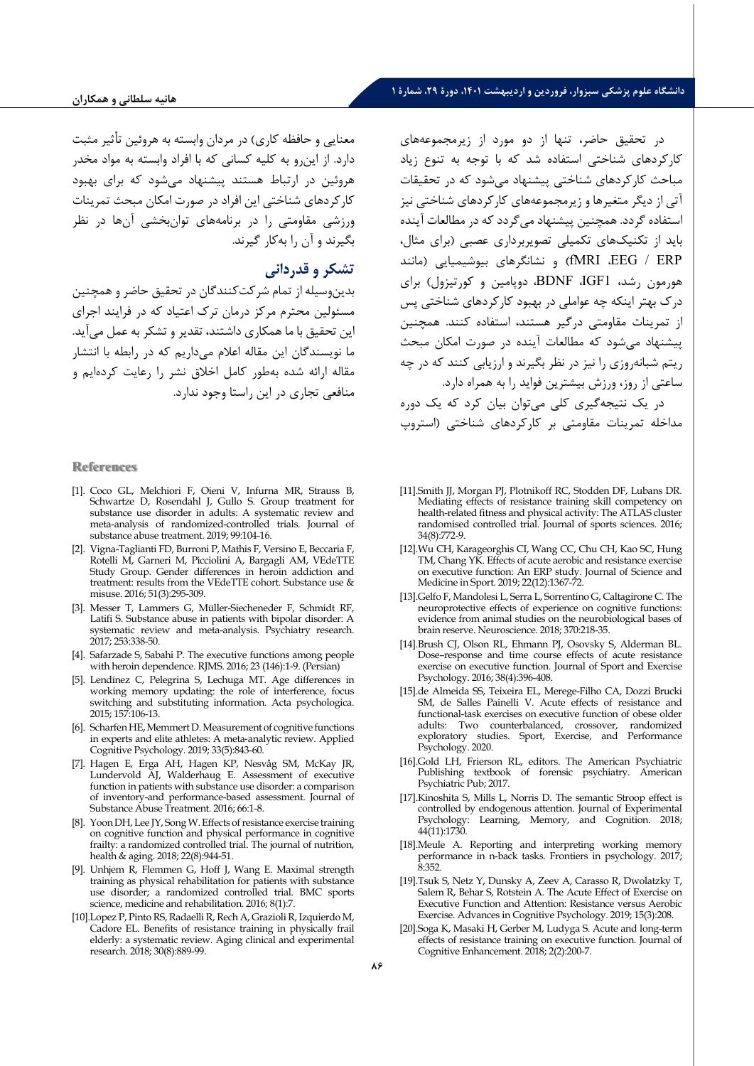در تحقیق حاضر، تنها از دو مورد از زیرمجموعه‌های کارکردهای شناختی استفاده شد که با توجه به تنوع زیاد مباحث کارکردهای شناختی پیشنهاد می‌شود که در تحقیقات آتی از دیگر متغیرها و زیرمجموعه‌های کارکردهای شناختی نیز استفاده گردد. همچنین پیشنهاد می‌گردد که در مطالعات آینده باید از تکنیک‌های تکمیلی تصویربرداری عصبی (برای مثال، fMRI ،EEG / ERP) و نشانگرهای بیوشیمیایی (مانند هورمون رشد، BDNF ،IGF1، دوپامین و کورتیزول) برای درک بهتر اینکه چه عواملی در بهبود کارکردهای شناختی پس از تمرینات مقاومتی درگیر هستند، استفاده کنند. همچنین پیشنهاد می‌شود که مطالعات آینده در صورت امکان مبحث ریتم شبانه‌روزی را نیز در نظر بگیرند و ارزیابی کنند که در چه ساعتی از روز، ورزش بیشترین فواید را به همراه دارد.

در یک نتیجه‌گیری کلی می‌توان بیان کرد که یک دوره مداخله تمرینات مقاومتی بر کارکردهای شناختی (استروپ معنایی و حافظه کاری) در مردان وابسته به هروئین تأثیر مثبت دارد. از این‌رو به کلیه کسانی که با افراد وابسته به مواد مخدر هروئین در ارتباط هستند پیشنهاد می‌شود که برای بهبود کارکردهای شناختی این افراد در صورت امکان مبحث تمرینات ورزشی مقاومتی را در برنامه‌های توان‌بخشی آن‌ها در نظر بگیرند و آن را به‌کار گیرند.

## تشکر و قدردانی

بدین‌وسیله از تمام شرکت‌کنندگان در تحقیق حاضر و همچنین مسئولین محترم مرکز درمان ترک اعتیاد که در فرایند اجرای این تحقیق با ما همکاری داشتند، تقدیر و تشکر به عمل می‌آید. ما نویسندگان این مقاله اعلام می‌داریم که در رابطه با انتشار مقاله ارائه شده به‌طور کامل اخلاق نشر را رعایت کرده‌ایم و منافعی تجاری در این راستا وجود ندارد.

## References

[1]. Coco GL, Melchiori F, Oieni V, Infurna MR, Strauss B, Schwartze D, Rosendahl J, Gullo S. Group treatment for substance use disorder in adults: A systematic review and meta-analysis of randomized-controlled trials. Journal of substance abuse treatment. 2019; 99:104-16.

[2]. Vigna-Taglianti FD, Burroni P, Mathis F, Versino E, Beccaria F, Rotelli M, Garneri M, Picciolini A, Bargagli AM, VEdeTTE Study Group. Gender differences in heroin addiction and treatment: results from the VEdeTTE cohort. Substance use & misuse. 2016; 51(3):295-309.

[3]. Messer T, Lammers G, Müller-Siecheneder F, Schmidt RF, Latifi S. Substance abuse in patients with bipolar disorder: A systematic review and meta-analysis. Psychiatry research. 2017; 253:338-50.

[4]. Safarzade S, Sabahi P. The executive functions among people with heroin dependence. RJMS. 2016; 23 (146):1-9. (Persian)

[5]. Lendínez C, Pelegrina S, Lechuga MT. Age differences in working memory updating: the role of interference, focus switching and substituting information. Acta psychologica. 2015; 157:106-13.

[6]. Scharfen HE, Memmert D. Measurement of cognitive functions in experts and elite athletes: A meta-analytic review. Applied Cognitive Psychology. 2019; 33(5):843-60.

[7]. Hagen E, Erga AH, Hagen KP, Nesvåg SM, McKay JR, Lundervold AJ, Walderhaug E. Assessment of executive function in patients with substance use disorder: a comparison of inventory-and performance-based assessment. Journal of Substance Abuse Treatment. 2016; 66:1-8.

[8]. Yoon DH, Lee JY, Song W. Effects of resistance exercise training on cognitive function and physical performance in cognitive frailty: a randomized controlled trial. The journal of nutrition, health & aging. 2018; 22(8):944-51.

[9]. Unhjem R, Flemmen G, Hoff J, Wang E. Maximal strength training as physical rehabilitation for patients with substance use disorder; a randomized controlled trial. BMC sports science, medicine and rehabilitation. 2016; 8(1):7.

[10]. Lopez P, Pinto RS, Radaelli R, Rech A, Grazioli R, Izquierdo M, Cadore EL. Benefits of resistance training in physically frail elderly: a systematic review. Aging clinical and experimental research. 2018; 30(8):889-99.

[11]. Smith JJ, Morgan PJ, Plotnikoff RC, Stodden DF, Lubans DR. Mediating effects of resistance training skill competency on health-related fitness and physical activity: The ATLAS cluster randomised controlled trial. Journal of sports sciences. 2016; 34(8):772-9.

[12]. Wu CH, Karageorghis CI, Wang CC, Chu CH, Kao SC, Hung TM, Chang YK. Effects of acute aerobic and resistance exercise on executive function: An ERP study. Journal of Science and Medicine in Sport. 2019; 22(12):1367-72.

[13]. Gelfo F, Mandolesi L, Serra L, Sorrentino G, Caltagirone C. The neuroprotective effects of experience on cognitive functions: evidence from animal studies on the neurobiological bases of brain reserve. Neuroscience. 2018; 370:218-35.

[14]. Brush CJ, Olson RL, Ehmann PJ, Osovsky S, Alderman BL. Dose–response and time course effects of acute resistance exercise on executive function. Journal of Sport and Exercise Psychology. 2016; 38(4):396-408.

[15]. de Almeida SS, Teixeira EL, Merege-Filho CA, Dozzi Brucki SM, de Salles Painelli V. Acute effects of resistance and functional-task exercises on executive function of obese older adults: Two counterbalanced, crossover, randomized exploratory studies. Sport, Exercise, and Performance Psychology. 2020.

[16]. Gold LH, Frierson RL, editors. The American Psychiatric Publishing textbook of forensic psychiatry. American Psychiatric Pub; 2017.

[17]. Kinoshita S, Mills L, Norris D. The semantic Stroop effect is controlled by endogenous attention. Journal of Experimental Psychology: Learning, Memory, and Cognition. 2018; 44(11):1730.

[18]. Meule A. Reporting and interpreting working memory performance in n-back tasks. Frontiers in psychology. 2017; 8:352.

[19]. Tsuk S, Netz Y, Dunsky A, Zeev A, Carasso R, Dwolatzky T, Salem R, Behar S, Rotstein A. The Acute Effect of Exercise on Executive Function and Attention: Resistance versus Aerobic Exercise. Advances in Cognitive Psychology. 2019; 15(3):208.

[20]. Soga K, Masaki H, Gerber M, Ludyga S. Acute and long-term effects of resistance training on executive function. Journal of Cognitive Enhancement. 2018; 2(2):200-7.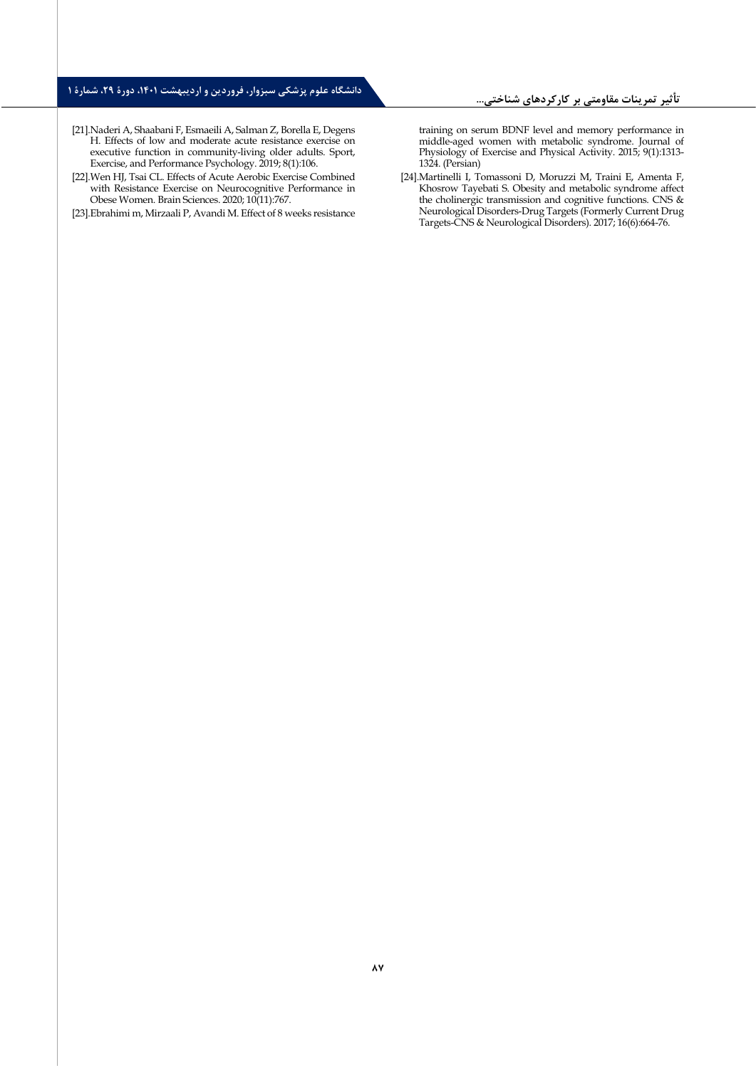[21].Naderi A, Shaabani F, Esmaeili A, Salman Z, Borella E, Degens H. Effects of low and moderate acute resistance exercise on executive function in community-living older adults. Sport, Exercise, and Performance Psychology. 2019; 8(1):106.

[22].Wen HJ, Tsai CL. Effects of Acute Aerobic Exercise Combined with Resistance Exercise on Neurocognitive Performance in Obese Women. Brain Sciences. 2020; 10(11):767.

[23].Ebrahimi m, Mirzaali P, Avandi M. Effect of 8 weeks resistance training on serum BDNF level and memory performance in middle-aged women with metabolic syndrome. Journal of Physiology of Exercise and Physical Activity. 2015; 9(1):1313-1324. (Persian)

[24].Martinelli I, Tomassoni D, Moruzzi M, Traini E, Amenta F, Khosrow Tayebati S. Obesity and metabolic syndrome affect the cholinergic transmission and cognitive functions. CNS & Neurological Disorders-Drug Targets (Formerly Current Drug Targets-CNS & Neurological Disorders). 2017; 16(6):664-76.